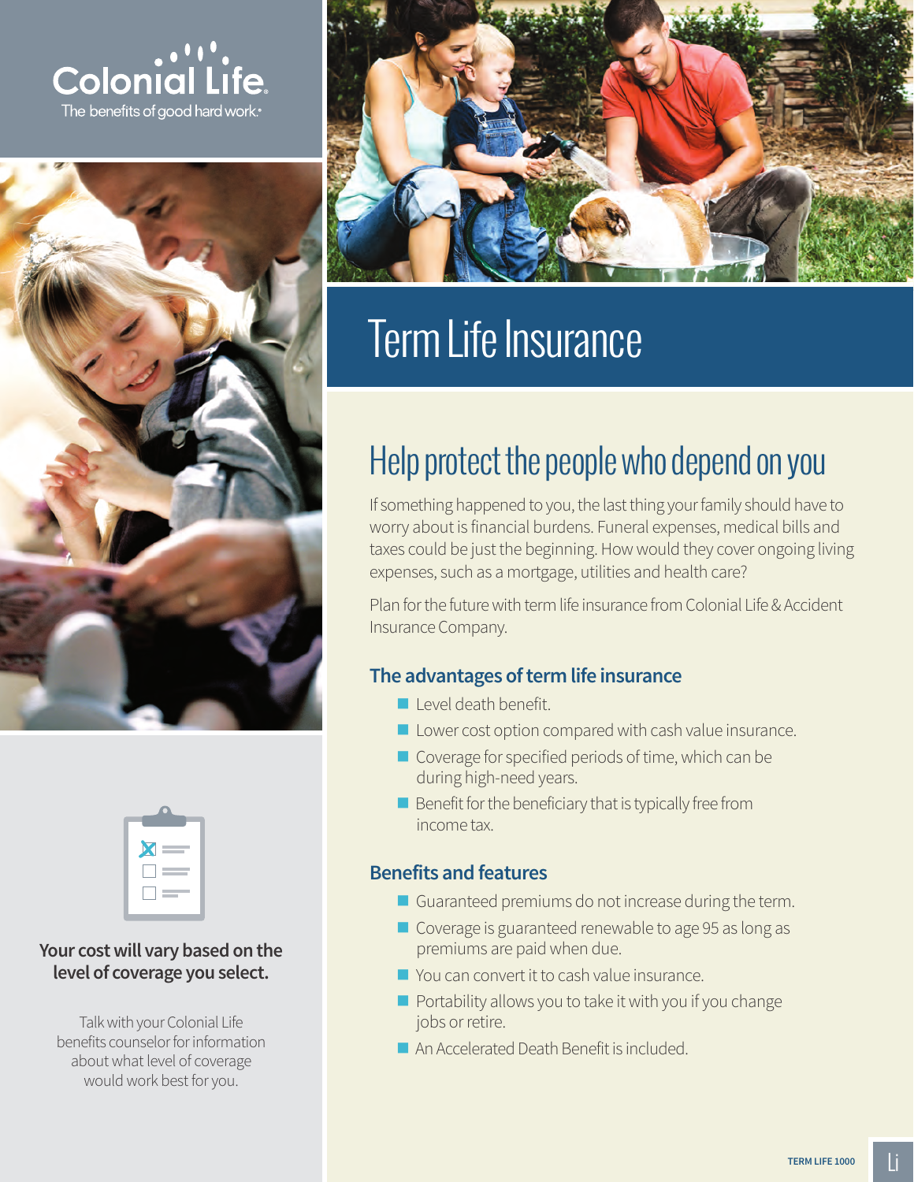Colonial Life

The benefits of good hard work.®

# Term Life Insurance

## Help protect the people who depend on you

If something happened to you, the last thing your family should have to worry about is financial burdens. Funeral expenses, medical bills and taxes could be just the beginning. How would they cover ongoing living expenses, such as a mortgage, utilities and health care?

Plan for the future with term life insurance from Colonial Life & Accident Insurance Company.

### The advantages of term life insurance

- Level death benefit.
- Lower cost option compared with cash value insurance.
- Coverage for specified periods of time, which can be during high-need years.
- Benefit for the beneficiary that is typically free from income tax.

### Benefits and features

- Guaranteed premiums do not increase during the term.
- Coverage is guaranteed renewable to age 95 as long as premiums are paid when due.
- You can convert it to cash value insurance.
- Portability allows you to take it with you if you change jobs or retire.
- An Accelerated Death Benefit is included.

**Your cost will vary based on the level of coverage you select.**

Talk with your Colonial Life benefits counselor for information about what level of coverage would work best for you.

TERM LIFE 1000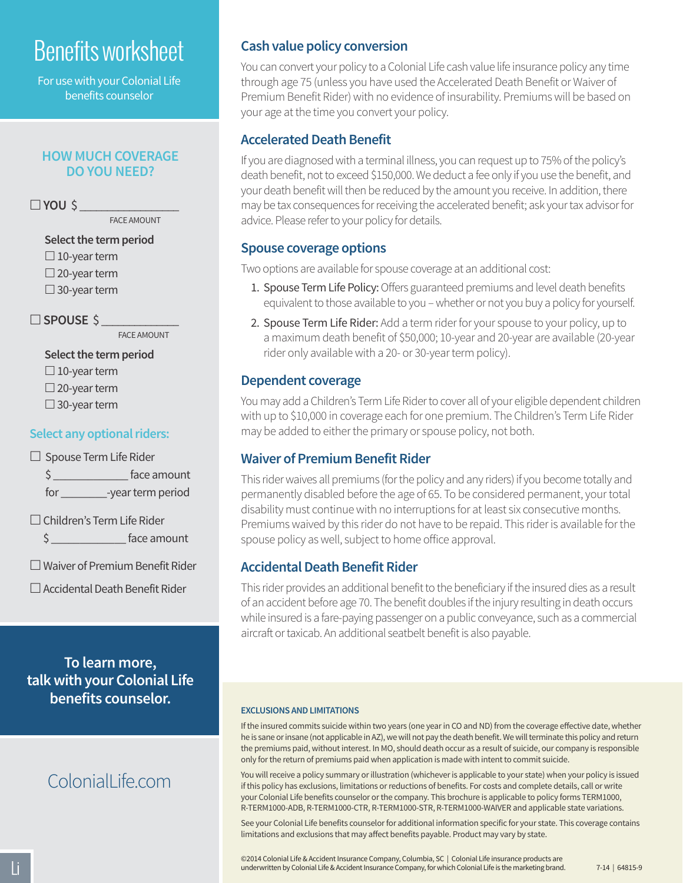# Benefits worksheet

For use with your Colonial Life benefits counselor

## HOW MUCH COVERAGE DO YOU NEED?

☐ **YOU** $_______________
FACE AMOUNT

**Select the term period**

☐ 10-year term
☐ 20-year term
☐ 30-year term

☐ **SPOUSE** $___________
FACE AMOUNT

**Select the term period**

☐ 10-year term
☐ 20-year term
☐ 30-year term

### Select any optional riders:

☐ Spouse Term Life Rider
$___________ face amount
for _______-year term period

☐ Children's Term Life Rider
$___________ face amount

☐ Waiver of Premium Benefit Rider

☐ Accidental Death Benefit Rider

**To learn more, talk with your Colonial Life benefits counselor.**

ColonialLife.com

## Cash value policy conversion

You can convert your policy to a Colonial Life cash value life insurance policy any time through age 75 (unless you have used the Accelerated Death Benefit or Waiver of Premium Benefit Rider) with no evidence of insurability. Premiums will be based on your age at the time you convert your policy.

## Accelerated Death Benefit

If you are diagnosed with a terminal illness, you can request up to 75% of the policy's death benefit, not to exceed $150,000. We deduct a fee only if you use the benefit, and your death benefit will then be reduced by the amount you receive. In addition, there may be tax consequences for receiving the accelerated benefit; ask your tax advisor for advice. Please refer to your policy for details.

## Spouse coverage options

Two options are available for spouse coverage at an additional cost:

1. Spouse Term Life Policy: Offers guaranteed premiums and level death benefits equivalent to those available to you – whether or not you buy a policy for yourself.
2. Spouse Term Life Rider: Add a term rider for your spouse to your policy, up to a maximum death benefit of $50,000; 10-year and 20-year are available (20-year rider only available with a 20- or 30-year term policy).

## Dependent coverage

You may add a Children's Term Life Rider to cover all of your eligible dependent children with up to $10,000 in coverage each for one premium. The Children's Term Life Rider may be added to either the primary or spouse policy, not both.

## Waiver of Premium Benefit Rider

This rider waives all premiums (for the policy and any riders) if you become totally and permanently disabled before the age of 65. To be considered permanent, your total disability must continue with no interruptions for at least six consecutive months. Premiums waived by this rider do not have to be repaid. This rider is available for the spouse policy as well, subject to home office approval.

## Accidental Death Benefit Rider

This rider provides an additional benefit to the beneficiary if the insured dies as a result of an accident before age 70. The benefit doubles if the injury resulting in death occurs while insured is a fare-paying passenger on a public conveyance, such as a commercial aircraft or taxicab. An additional seatbelt benefit is also payable.

### EXCLUSIONS AND LIMITATIONS

If the insured commits suicide within two years (one year in CO and ND) from the coverage effective date, whether he is sane or insane (not applicable in AZ), we will not pay the death benefit. We will terminate this policy and return the premiums paid, without interest. In MO, should death occur as a result of suicide, our company is responsible only for the return of premiums paid when application is made with intent to commit suicide.

You will receive a policy summary or illustration (whichever is applicable to your state) when your policy is issued if this policy has exclusions, limitations or reductions of benefits. For costs and complete details, call or write your Colonial Life benefits counselor or the company. This brochure is applicable to policy forms TERM1000, R-TERM1000-ADB, R-TERM1000-CTR, R-TERM1000-STR, R-TERM1000-WAIVER and applicable state variations.

See your Colonial Life benefits counselor for additional information specific for your state. This coverage contains limitations and exclusions that may affect benefits payable. Product may vary by state.

©2014 Colonial Life & Accident Insurance Company, Columbia, SC | Colonial Life insurance products are underwritten by Colonial Life & Accident Insurance Company, for which Colonial Life is the marketing brand.

7-14 | 64815-9